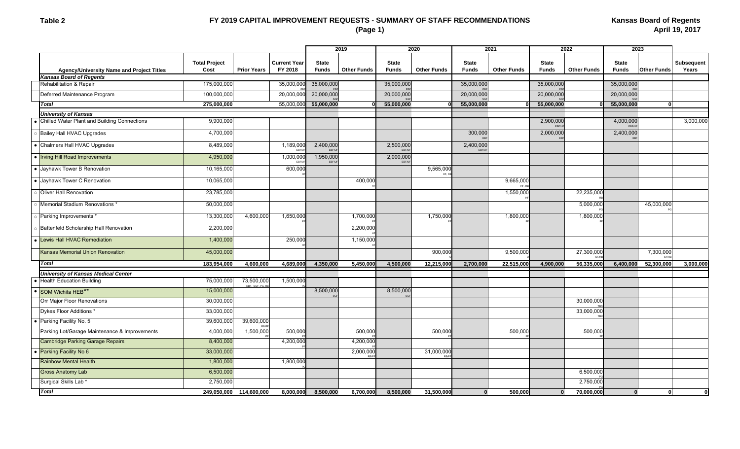**Table 2**

# FY 2019 CAPITAL IMPROVEMENT REQUESTS - SUMMARY OF STAFF RECOMMENDATIONS

**(Page 1)**

**Kansas Board of Regents**
**April 19, 2017**

| | Agency/University Name and Project Titles | Total Project Cost | Prior Years | Current Year FY 2018 | 2019 State Funds | 2019 Other Funds | 2020 State Funds | 2020 Other Funds | 2021 State Funds | 2021 Other Funds | 2022 State Funds | 2022 Other Funds | 2023 State Funds | 2023 Other Funds | Subsequent Years |
|---|---|---|---|---|---|---|---|---|---|---|---|---|---|---|---|
| | ***Kansas Board of Regents*** | | | | | | | | | | | | | | |
| | Rehabilitation & Repair | 175,000,000 | | 35,000,000 EBF | 35,000,000 EBF | | 35,000,000 EBF | | 35,000,000 EBF | | 35,000,000 EBF | | 35,000,000 EBF | | |
| | Deferred Maintenance Program | 100,000,000 | | 20,000,000 | 20,000,000 SGF | | 20,000,000 SGF | | 20,000,000 SGF | | 20,000,000 SGF | | 20,000,000 SGF | | |
| | ***Total*** | **275,000,000** | | 55,000,000 | **55,000,000** | **0** | **55,000,000** | **0** | **55,000,000** | **0** | **55,000,000** | **0** | **55,000,000** | **0** | |
| | ***University of Kansas*** | | | | | | | | | | | | | | |
| • | Chilled Water Plant and Building Connections | 9,900,000 | | | | | | | | | 2,900,000 EBF/UF | | 4,000,000 EBF/UF | | 3,000,000 |
| ○ | Bailey Hall HVAC Upgrades | 4,700,000 | | | | | | | 300,000 EBF | | 2,000,000 EBF | | 2,400,000 EBF | | |
| • | Chalmers Hall HVAC Upgrades | 8,489,000 | | 1,189,000 EBF/UF | 2,400,000 EBF/UF | | 2,500,000 EBF/UF | | 2,400,000 EBF/UF | | | | | | |
| • | Irving Hill Road Improvements | 4,950,000 | | 1,000,000 EBF/UF | 1,950,000 EBF/UF | | 2,000,000 EBF/UF | | | | | | | | |
| • | Jayhawk Tower B Renovation | 10,165,000 | | 600,000 HF | | | | 9,565,000 HF, RB | | | | | | | |
| • | Jayhawk Tower C Renovation | 10,065,000 | | | | 400,000 HF | | | | 9,665,000 HF, RB | | | | | |
| ○ | Oliver Hall Renovation | 23,785,000 | | | | | | | | 1,550,000 HF | | 22,235,000 RB | | | |
| ○ | Memorial Stadium Renovations * | 50,000,000 | | | | | | | | | | 5,000,000 PG | | 45,000,000 PG | |
| ○ | Parking Improvements * | 13,300,000 | 4,600,000 | 1,650,000 PF | | 1,700,000 PF | | 1,750,000 PF | | 1,800,000 PF | | 1,800,000 PF | | | |
| ○ | Battenfeld Scholarship Hall Renovation | 2,200,000 | | | | 2,200,000 HF | | | | | | | | | |
| • | Lewis Hall HVAC Remediation | 1,400,000 | | 250,000 HF | | 1,150,000 HF | | | | | | | | | |
| | Kansas Memorial Union Renovation | 45,000,000 | | | | | | 900,000 U | | 9,500,000 U | | 27,300,000 SF/RB | | 7,300,000 SF/RB | |
| | ***Total*** | **183,954,000** | **4,600,000** | **4,689,000** | **4,350,000** | **5,450,000** | **4,500,000** | **12,215,000** | **2,700,000** | **22,515,000** | **4,900,000** | **56,335,000** | **6,400,000** | **52,300,000** | **3,000,000** |
| | ***University of Kansas Medical Center*** | | | | | | | | | | | | | | |
| • | Health Education Building | 75,000,000 | 73,500,000 EBF, SGF, PG, RB | 1,500,000 PG | | | | | | | | | | | |
| • | SOM Wichita HEB** | 15,000,000 | | | 8,500,000 SGF | | 8,500,000 SGF | | | | | | | | |
| | Orr Major Floor Renovations | 30,000,000 | | | | | | | | | | 30,000,000 TBD | | | |
| | Dykes Floor Additions * | 33,000,000 | | | | | | | | | | 33,000,000 TBD | | | |
| • | Parking Facility No. 5 | 39,600,000 | 39,600,000 RB/PF | | | | | | | | | | | | |
| | Parking Lot/Garage Maintenance & Improvements | 4,000,000 | 1,500,000 PF | 500,000 | | 500,000 PF | | 500,000 PF | | 500,000 PF | | 500,000 PF | | | |
| | Cambridge Parking Garage Repairs | 8,400,000 | | 4,200,000 PF | | 4,200,000 PF | | | | | | | | | |
| • | Parking Facility No 6 | 33,000,000 | | | | 2,000,000 RB/PF | | 31,000,000 RB/PF | | | | | | | |
| | Rainbow Mental Health | 1,800,000 | | 1,800,000 PG | | | | | | | | | | | |
| | Gross Anatomy Lab | 6,500,000 | | | | | | | | | | 6,500,000 PG | | | |
| | Surgical Skills Lab * | 2,750,000 | | | | | | | | | | 2,750,000 PG | | | |
| | ***Total*** | **249,050,000** | **114,600,000** | **8,000,000** | **8,500,000** | **6,700,000** | **8,500,000** | **31,500,000** | **0** | **500,000** | **0** | **70,000,000** | **0** | **0** | **0** |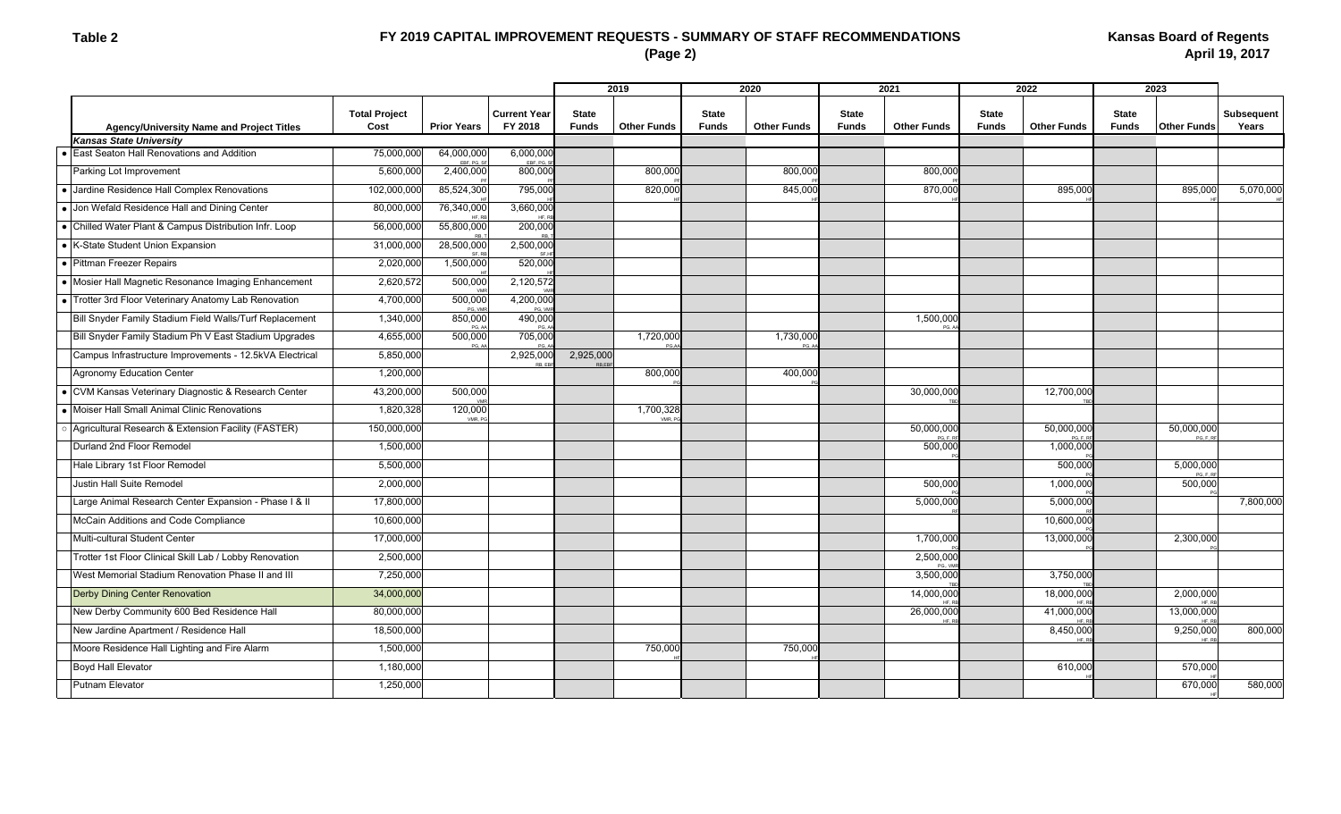**Table 2**

# FY 2019 CAPITAL IMPROVEMENT REQUESTS - SUMMARY OF STAFF RECOMMENDATIONS
## (Page 2)

**Kansas Board of Regents**
**April 19, 2017**

| | | | | 2019 | | 2020 | | 2021 | | 2022 | | 2023 | | |
|---|---|---|---|---|---|---|---|---|---|---|---|---|---|---|
| **Agency/University Name and Project Titles** | **Total Project Cost** | **Prior Years** | **Current Year FY 2018** | **State Funds** | **Other Funds** | **State Funds** | **Other Funds** | **State Funds** | **Other Funds** | **State Funds** | **Other Funds** | **State Funds** | **Other Funds** | **Subsequent Years** |
| ***Kansas State University*** | | | | | | | | | | | | | | |
| • East Seaton Hall Renovations and Addition | 75,000,000 | 64,000,000 EBF, PG, SF | 6,000,000 EBF, PG, SF | | | | | | | | | | | |
| Parking Lot Improvement | 5,600,000 | 2,400,000 PF | 800,000 PF | | 800,000 PF | | 800,000 PF | | 800,000 PF | | | | | |
| • Jardine Residence Hall Complex Renovations | 102,000,000 | 85,524,300 HF | 795,000 HF | | 820,000 HF | | 845,000 HF | | 870,000 HF | | 895,000 HF | | 895,000 HF | 5,070,000 HF |
| • Jon Wefald Residence Hall and Dining Center | 80,000,000 | 76,340,000 HF, RB | 3,660,000 HF, RB | | | | | | | | | | | |
| • Chilled Water Plant & Campus Distribution Infr. Loop | 56,000,000 | 55,800,000 RB, T | 200,000 RB, T | | | | | | | | | | | |
| • K-State Student Union Expansion | 31,000,000 | 28,500,000 SF, RB | 2,500,000 SF, HF | | | | | | | | | | | |
| • Pittman Freezer Repairs | 2,020,000 | 1,500,000 HF | 520,000 HF | | | | | | | | | | | |
| • Mosier Hall Magnetic Resonance Imaging Enhancement | 2,620,572 | 500,000 VMR | 2,120,572 VMR | | | | | | | | | | | |
| • Trotter 3rd Floor Veterinary Anatomy Lab Renovation | 4,700,000 | 500,000 PG, VMR | 4,200,000 PG, VMR | | | | | | | | | | | |
| Bill Snyder Family Stadium Field Walls/Turf Replacement | 1,340,000 | 850,000 PG, AA | 490,000 PG, AA | | | | | | 1,500,000 PG, AA | | | | | |
| Bill Snyder Family Stadium Ph V East Stadium Upgrades | 4,655,000 | 500,000 PG, AA | 705,000 PG, AA | | 1,720,000 PG AA | | 1,730,000 PG, AA | | | | | | | |
| Campus Infrastructure Improvements - 12.5kVA Electrical | 5,850,000 | | 2,925,000 RB, EBF | 2,925,000 RB,EBF | | | | | | | | | | |
| Agronomy Education Center | 1,200,000 | | | | 800,000 PG | | 400,000 PG | | | | | | | |
| • CVM Kansas Veterinary Diagnostic & Research Center | 43,200,000 | 500,000 VMR | | | | | | | 30,000,000 TBD | | 12,700,000 TBD | | | |
| • Moiser Hall Small Animal Clinic Renovations | 1,820,328 | 120,000 VMR, PG | | | 1,700,328 VMR, PG | | | | | | | | | |
| ○ Agricultural Research & Extension Facility (FASTER) | 150,000,000 | | | | | | | | 50,000,000 PG, F, RF | | 50,000,000 PG, F, RF | | 50,000,000 PG, F, RF | |
| Durland 2nd Floor Remodel | 1,500,000 | | | | | | | | 500,000 PG | | 1,000,000 PG | | | |
| Hale Library 1st Floor Remodel | 5,500,000 | | | | | | | | | | 500,000 PG | | 5,000,000 PG, F, RF | |
| Justin Hall Suite Remodel | 2,000,000 | | | | | | | | 500,000 PG | | 1,000,000 PG | | 500,000 PG | |
| Large Animal Research Center Expansion - Phase I & II | 17,800,000 | | | | | | | | 5,000,000 RF | | 5,000,000 RF | | | 7,800,000 |
| McCain Additions and Code Compliance | 10,600,000 | | | | | | | | | | 10,600,000 PG | | | |
| Multi-cultural Student Center | 17,000,000 | | | | | | | | 1,700,000 PG | | 13,000,000 PG | | 2,300,000 PG | |
| Trotter 1st Floor Clinical Skill Lab / Lobby Renovation | 2,500,000 | | | | | | | | 2,500,000 PG, VMR | | | | | |
| West Memorial Stadium Renovation Phase II and III | 7,250,000 | | | | | | | | 3,500,000 TBD | | 3,750,000 TBD | | | |
| Derby Dining Center Renovation | 34,000,000 | | | | | | | | 14,000,000 HF, RB | | 18,000,000 HF, RB | | 2,000,000 HF, RB | |
| New Derby Community 600 Bed Residence Hall | 80,000,000 | | | | | | | | 26,000,000 HF, RB | | 41,000,000 HF, RB | | 13,000,000 HF, RB | |
| New Jardine Apartment / Residence Hall | 18,500,000 | | | | | | | | | | 8,450,000 HF, RB | | 9,250,000 HF, RB | 800,000 |
| Moore Residence Hall Lighting and Fire Alarm | 1,500,000 | | | | 750,000 HF | | 750,000 HF | | | | | | | |
| Boyd Hall Elevator | 1,180,000 | | | | | | | | | | 610,000 HF | | 570,000 HF | |
| Putnam Elevator | 1,250,000 | | | | | | | | | | | | 670,000 HF | 580,000 |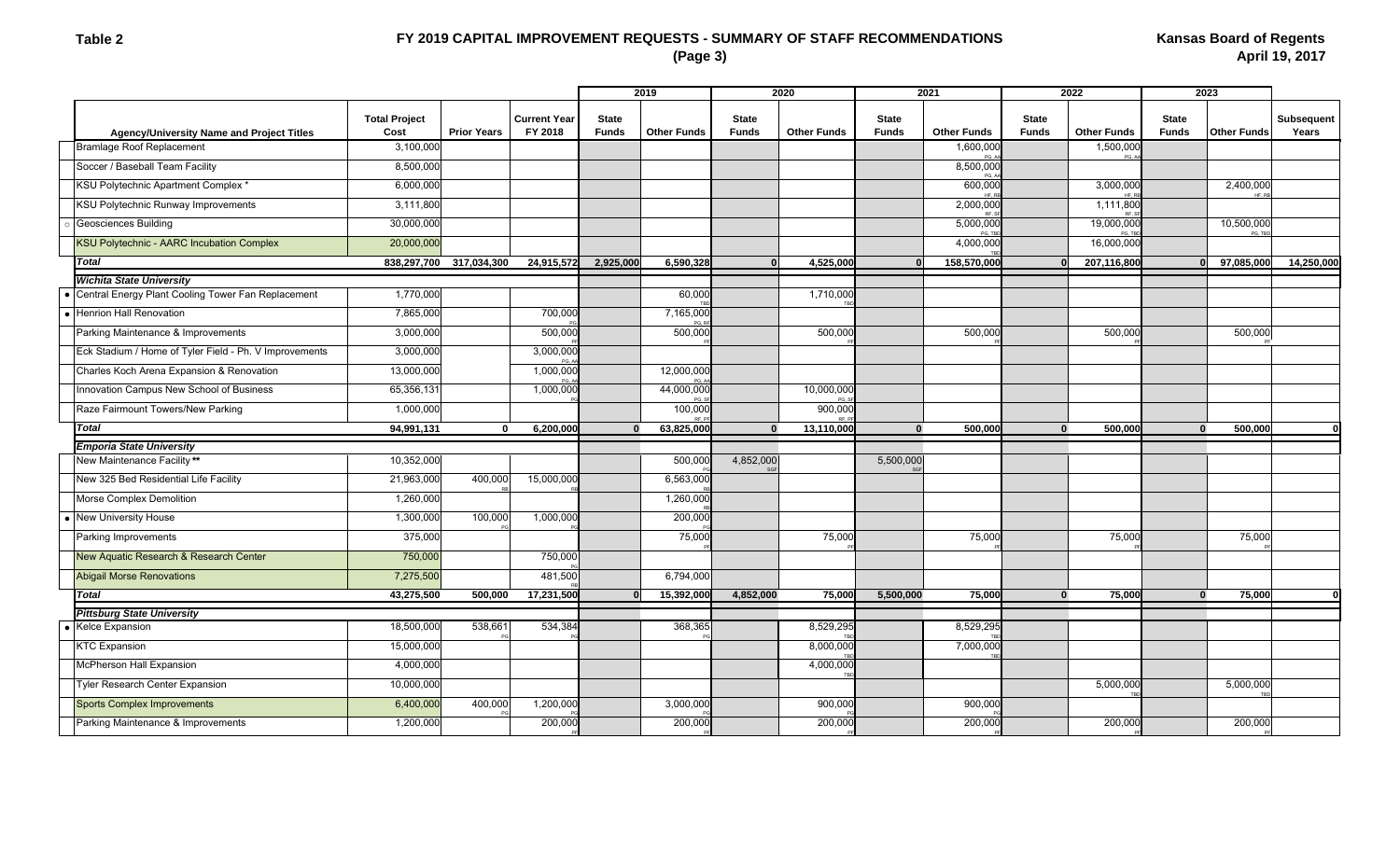**Table 2**

# FY 2019 CAPITAL IMPROVEMENT REQUESTS - SUMMARY OF STAFF RECOMMENDATIONS
## (Page 3)

**Kansas Board of Regents**
**April 19, 2017**

| Agency/University Name and Project Titles | Total Project Cost | Prior Years | Current Year FY 2018 | 2019 State Funds | 2019 Other Funds | 2020 State Funds | 2020 Other Funds | 2021 State Funds | 2021 Other Funds | 2022 State Funds | 2022 Other Funds | 2023 State Funds | 2023 Other Funds | Subsequent Years |
|---|---|---|---|---|---|---|---|---|---|---|---|---|---|---|
| Bramlage Roof Replacement | 3,100,000 | | | | | | | | 1,600,000 PG, AA | | 1,500,000 PG, AA | | | |
| Soccer / Baseball Team Facility | 8,500,000 | | | | | | | | 8,500,000 PG, AA | | | | | |
| KSU Polytechnic Apartment Complex * | 6,000,000 | | | | | | | | 600,000 HF, RB | | 3,000,000 HF, RB | | 2,400,000 HF, RB | |
| KSU Polytechnic Runway Improvements | 3,111,800 | | | | | | | | 2,000,000 RF, SF | | 1,111,800 RF, SF | | | |
| ○ Geosciences Building | 30,000,000 | | | | | | | | 5,000,000 PG, TBD | | 19,000,000 PG, TBD | | 10,500,000 PG, TBD | |
| KSU Polytechnic - AARC Incubation Complex | 20,000,000 | | | | | | | | 4,000,000 TBD | | 16,000,000 | | | |
| ***Total*** | **838,297,700** | **317,034,300** | **24,915,572** | **2,925,000** | **6,590,328** | **0** | **4,525,000** | **0** | **158,570,000** | **0** | **207,116,800** | **0** | **97,085,000** | **14,250,000** |
| ***Wichita State University*** | | | | | | | | | | | | | | |
| • Central Energy Plant Cooling Tower Fan Replacement | 1,770,000 | | | | 60,000 TBD | | 1,710,000 TBD | | | | | | | |
| • Henrion Hall Renovation | 7,865,000 | | 700,000 PG | | 7,165,000 PG, RF | | | | | | | | | |
| Parking Maintenance & Improvements | 3,000,000 | | 500,000 PF | | 500,000 PF | | 500,000 PF | | 500,000 PF | | 500,000 PF | | 500,000 PF | |
| Eck Stadium / Home of Tyler Field - Ph. V Improvements | 3,000,000 | | 3,000,000 PG, AA | | | | | | | | | | | |
| Charles Koch Arena Expansion & Renovation | 13,000,000 | | 1,000,000 PG, AA | | 12,000,000 PG, AA | | | | | | | | | |
| Innovation Campus New School of Business | 65,356,131 | | 1,000,000 PG | | 44,000,000 PG, SF | | 10,000,000 PG, SF | | | | | | | |
| Raze Fairmount Towers/New Parking | 1,000,000 | | | | 100,000 RF, PF | | 900,000 RF, PF | | | | | | | |
| ***Total*** | **94,991,131** | **0** | **6,200,000** | **0** | **63,825,000** | **0** | **13,110,000** | **0** | **500,000** | **0** | **500,000** | **0** | **500,000** | **0** |
| ***Emporia State University*** | | | | | | | | | | | | | | |
| New Maintenance Facility ** | 10,352,000 | | | | 500,000 PG | 4,852,000 SGF | | 5,500,000 SGF | | | | | | |
| New 325 Bed Residential Life Facility | 21,963,000 | 400,000 RB | 15,000,000 RB | | 6,563,000 RB | | | | | | | | | |
| Morse Complex Demolition | 1,260,000 | | | | 1,260,000 RB | | | | | | | | | |
| • New University House | 1,300,000 | 100,000 PG | 1,000,000 PG | | 200,000 PG | | | | | | | | | |
| Parking Improvements | 375,000 | | | | 75,000 PF | | 75,000 PF | | 75,000 PF | | 75,000 PF | | 75,000 PF | |
| New Aquatic Research & Research Center | 750,000 | | 750,000 PG | | | | | | | | | | | |
| Abigail Morse Renovations | 7,275,500 | | 481,500 RB | | 6,794,000 | | | | | | | | | |
| ***Total*** | **43,275,500** | **500,000** | **17,231,500** | **0** | **15,392,000** | **4,852,000** | **75,000** | **5,500,000** | **75,000** | **0** | **75,000** | **0** | **75,000** | **0** |
| ***Pittsburg State University*** | | | | | | | | | | | | | | |
| • Kelce Expansion | 18,500,000 | 538,661 PG | 534,384 PG | | 368,365 PG | | 8,529,295 TBD | | 8,529,295 TBD | | | | | |
| KTC Expansion | 15,000,000 | | | | | | 8,000,000 TBD | | 7,000,000 TBD | | | | | |
| McPherson Hall Expansion | 4,000,000 | | | | | | 4,000,000 TBD | | | | | | | |
| Tyler Research Center Expansion | 10,000,000 | | | | | | | | | | 5,000,000 TBD | | 5,000,000 TBD | |
| Sports Complex Improvements | 6,400,000 | 400,000 PG | 1,200,000 PG | | 3,000,000 PG | | 900,000 PG | | 900,000 PG | | | | | |
| Parking Maintenance & Improvements | 1,200,000 | | 200,000 PF | | 200,000 PF | | 200,000 PF | | 200,000 PF | | 200,000 PF | | 200,000 PF | |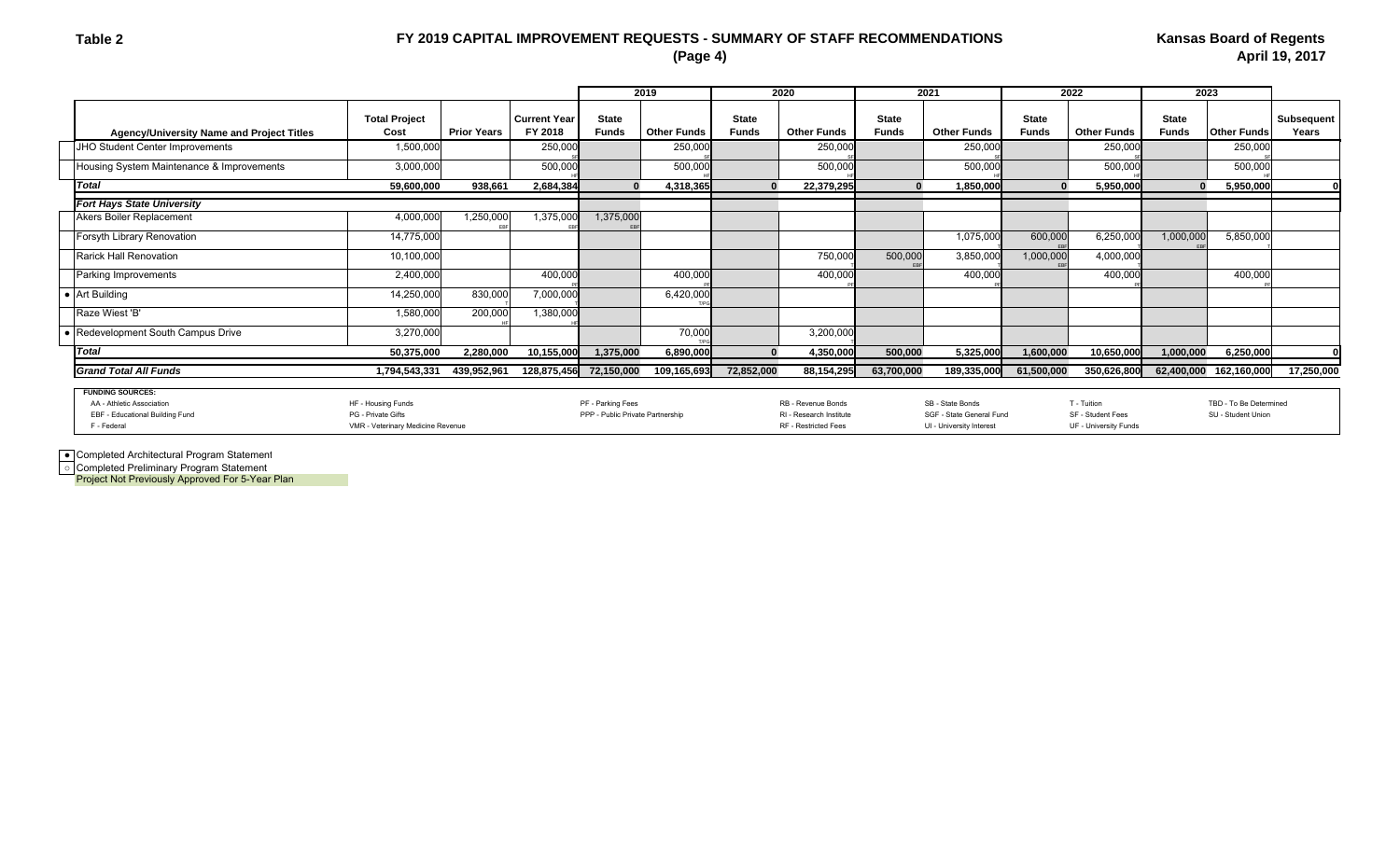**Table 2**

# FY 2019 CAPITAL IMPROVEMENT REQUESTS - SUMMARY OF STAFF RECOMMENDATIONS

**(Page 4)**

**Kansas Board of Regents**
**April 19, 2017**

| | | | | 2019 | | 2020 | | 2021 | | 2022 | | 2023 | | |
|---|---|---|---|---|---|---|---|---|---|---|---|---|---|---|
| **Agency/University Name and Project Titles** | **Total Project Cost** | **Prior Years** | **Current Year FY 2018** | **State Funds** | **Other Funds** | **State Funds** | **Other Funds** | **State Funds** | **Other Funds** | **State Funds** | **Other Funds** | **State Funds** | **Other Funds** | **Subsequent Years** |
| JHO Student Center Improvements | 1,500,000 | | 250,000 SF | | 250,000 SF | | 250,000 SF | | 250,000 SF | | 250,000 SF | | 250,000 SF | |
| Housing System Maintenance & Improvements | 3,000,000 | | 500,000 HF | | 500,000 HF | | 500,000 HF | | 500,000 HF | | 500,000 HF | | 500,000 HF | |
| ***Total*** | **59,600,000** | **938,661** | **2,684,384** | **0** | **4,318,365** | **0** | **22,379,295** | **0** | **1,850,000** | **0** | **5,950,000** | **0** | **5,950,000** | **0** |
| ***Fort Hays State University*** | | | | | | | | | | | | | | |
| Akers Boiler Replacement | 4,000,000 | 1,250,000 EBF | 1,375,000 EBF | 1,375,000 EBF | | | | | | | | | | |
| Forsyth Library Renovation | 14,775,000 | | | | | | | | 1,075,000 T | 600,000 EBF | 6,250,000 T | 1,000,000 EBF | 5,850,000 T | |
| Rarick Hall Renovation | 10,100,000 | | | | | | 750,000 T | 500,000 EBF | 3,850,000 T | 1,000,000 EBF | 4,000,000 T | | | |
| Parking Improvements | 2,400,000 | | 400,000 PF | | 400,000 PF | | 400,000 PF | | 400,000 PF | | 400,000 PF | | 400,000 PF | |
| ● Art Building | 14,250,000 | 830,000 T | 7,000,000 PF | | 6,420,000 T/PG | | | | | | | | | |
| Raze Wiest 'B' | 1,580,000 | 200,000 HF | 1,380,000 HF | | | | | | | | | | | |
| ● Redevelopment South Campus Drive | 3,270,000 | | | | 70,000 T/PG | | 3,200,000 | | | | | | | |
| ***Total*** | **50,375,000** | **2,280,000** | **10,155,000** | **1,375,000** | **6,890,000** | **0** | **4,350,000** | **500,000** | **5,325,000** | **1,600,000** | **10,650,000** | **1,000,000** | **6,250,000** | **0** |
| ***Grand Total All Funds*** | **1,794,543,331** | **439,952,961** | **128,875,456** | **72,150,000** | **109,165,693** | **72,852,000** | **88,154,295** | **63,700,000** | **189,335,000** | **61,500,000** | **350,626,800** | **62,400,000** | **162,160,000** | **17,250,000** |

**FUNDING SOURCES:**

| | | | | | | |
|---|---|---|---|---|---|---|
| AA - Athletic Association | HF - Housing Funds | PF - Parking Fees | RB - Revenue Bonds | SB - State Bonds | T - Tuition | TBD - To Be Determined |
| EBF - Educational Building Fund | PG - Private Gifts | PPP - Public Private Partnership | RI - Research Institute | SGF - State General Fund | SF - Student Fees | SU - Student Union |
| F - Federal | VMR - Veterinary Medicine Revenue | | RF - Restricted Fees | UI - University Interest | UF - University Funds | |

● Completed Architectural Program Statement
○ Completed Preliminary Program Statement
Project Not Previously Approved For 5-Year Plan